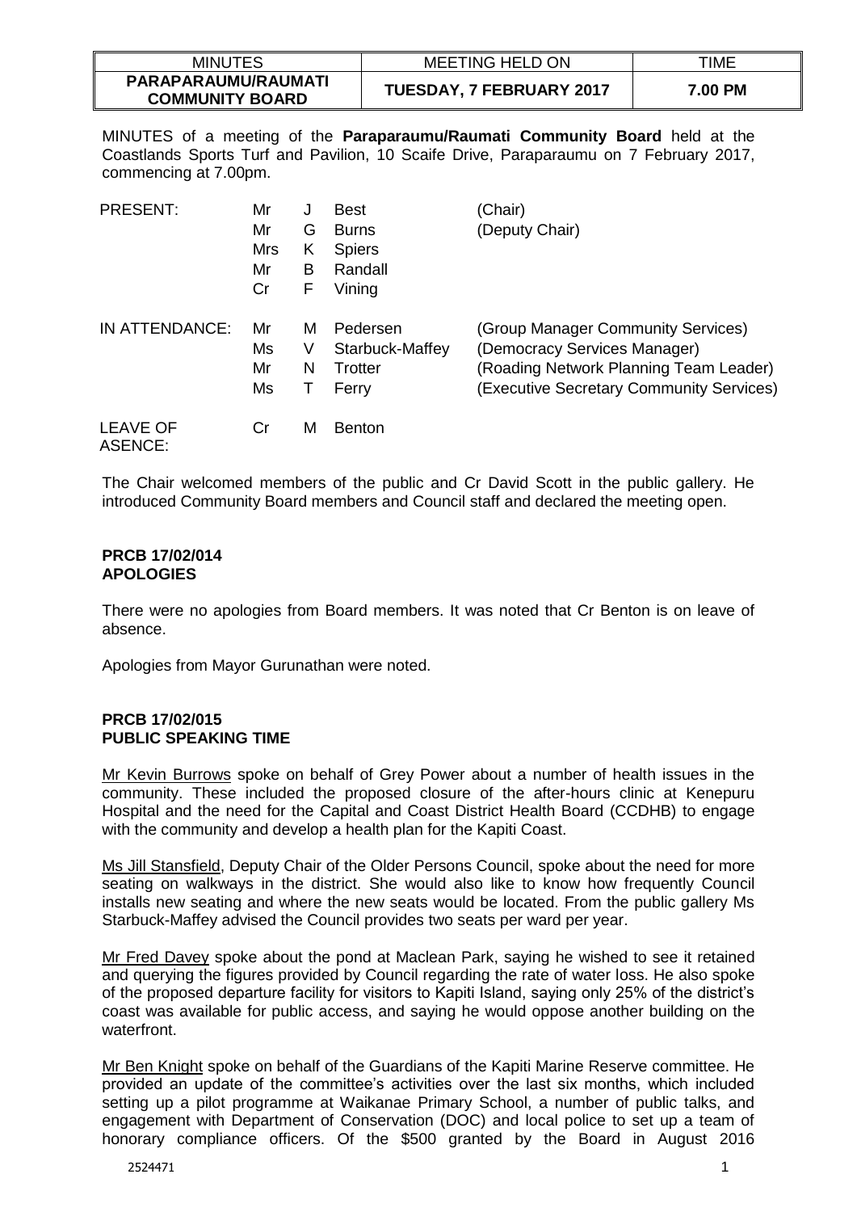| MINUTES | MEETING HELD ON | TIME |
| --- | --- | --- |
| **PARAPARAUMU/RAUMATI COMMUNITY BOARD** | **TUESDAY, 7 FEBRUARY 2017** | **7.00 PM** |

MINUTES of a meeting of the **Paraparaumu/Raumati Community Board** held at the Coastlands Sports Turf and Pavilion, 10 Scaife Drive, Paraparaumu on 7 February 2017, commencing at 7.00pm.

| | | | | |
| --- | --- | --- | --- | --- |
| PRESENT: | Mr | J | Best | (Chair) |
| | Mr | G | Burns | (Deputy Chair) |
| | Mrs | K | Spiers | |
| | Mr | B | Randall | |
| | Cr | F | Vining | |
| IN ATTENDANCE: | Mr | M | Pedersen | (Group Manager Community Services) |
| | Ms | V | Starbuck-Maffey | (Democracy Services Manager) |
| | Mr | N | Trotter | (Roading Network Planning Team Leader) |
| | Ms | T | Ferry | (Executive Secretary Community Services) |
| LEAVE OF ASENCE: | Cr | M | Benton | |

The Chair welcomed members of the public and Cr David Scott in the public gallery. He introduced Community Board members and Council staff and declared the meeting open.

**PRCB 17/02/014**
**APOLOGIES**

There were no apologies from Board members. It was noted that Cr Benton is on leave of absence.

Apologies from Mayor Gurunathan were noted.

**PRCB 17/02/015**
**PUBLIC SPEAKING TIME**

Mr Kevin Burrows spoke on behalf of Grey Power about a number of health issues in the community. These included the proposed closure of the after-hours clinic at Kenepuru Hospital and the need for the Capital and Coast District Health Board (CCDHB) to engage with the community and develop a health plan for the Kapiti Coast.

Ms Jill Stansfield, Deputy Chair of the Older Persons Council, spoke about the need for more seating on walkways in the district. She would also like to know how frequently Council installs new seating and where the new seats would be located. From the public gallery Ms Starbuck-Maffey advised the Council provides two seats per ward per year.

Mr Fred Davey spoke about the pond at Maclean Park, saying he wished to see it retained and querying the figures provided by Council regarding the rate of water loss. He also spoke of the proposed departure facility for visitors to Kapiti Island, saying only 25% of the district's coast was available for public access, and saying he would oppose another building on the waterfront.

Mr Ben Knight spoke on behalf of the Guardians of the Kapiti Marine Reserve committee. He provided an update of the committee's activities over the last six months, which included setting up a pilot programme at Waikanae Primary School, a number of public talks, and engagement with Department of Conservation (DOC) and local police to set up a team of honorary compliance officers. Of the $500 granted by the Board in August 2016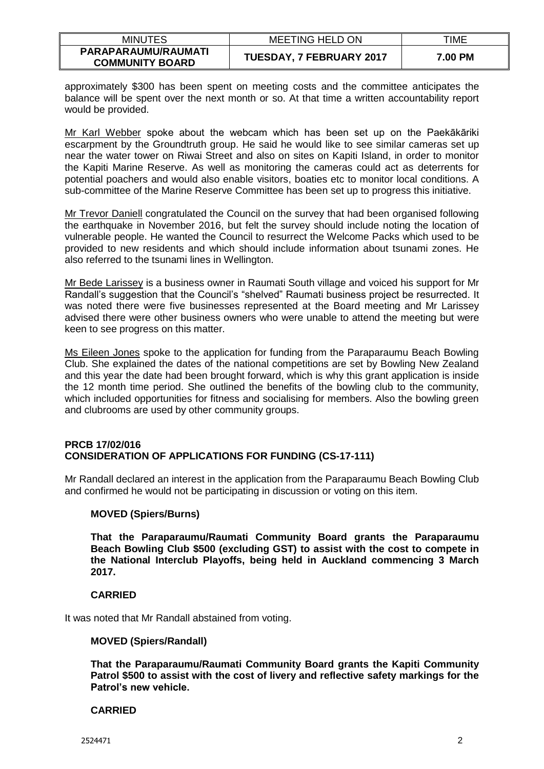approximately $300 has been spent on meeting costs and the committee anticipates the balance will be spent over the next month or so. At that time a written accountability report would be provided.

Mr Karl Webber spoke about the webcam which has been set up on the Paekākāriki escarpment by the Groundtruth group. He said he would like to see similar cameras set up near the water tower on Riwai Street and also on sites on Kapiti Island, in order to monitor the Kapiti Marine Reserve. As well as monitoring the cameras could act as deterrents for potential poachers and would also enable visitors, boaties etc to monitor local conditions. A sub-committee of the Marine Reserve Committee has been set up to progress this initiative.

Mr Trevor Daniell congratulated the Council on the survey that had been organised following the earthquake in November 2016, but felt the survey should include noting the location of vulnerable people. He wanted the Council to resurrect the Welcome Packs which used to be provided to new residents and which should include information about tsunami zones. He also referred to the tsunami lines in Wellington.

Mr Bede Larissey is a business owner in Raumati South village and voiced his support for Mr Randall's suggestion that the Council's "shelved" Raumati business project be resurrected. It was noted there were five businesses represented at the Board meeting and Mr Larissey advised there were other business owners who were unable to attend the meeting but were keen to see progress on this matter.

Ms Eileen Jones spoke to the application for funding from the Paraparaumu Beach Bowling Club. She explained the dates of the national competitions are set by Bowling New Zealand and this year the date had been brought forward, which is why this grant application is inside the 12 month time period. She outlined the benefits of the bowling club to the community, which included opportunities for fitness and socialising for members. Also the bowling green and clubrooms are used by other community groups.

**PRCB 17/02/016**
**CONSIDERATION OF APPLICATIONS FOR FUNDING (CS-17-111)**

Mr Randall declared an interest in the application from the Paraparaumu Beach Bowling Club and confirmed he would not be participating in discussion or voting on this item.

**MOVED (Spiers/Burns)**

**That the Paraparaumu/Raumati Community Board grants the Paraparaumu Beach Bowling Club $500 (excluding GST) to assist with the cost to compete in the National Interclub Playoffs, being held in Auckland commencing 3 March 2017.**

**CARRIED**

It was noted that Mr Randall abstained from voting.

**MOVED (Spiers/Randall)**

**That the Paraparaumu/Raumati Community Board grants the Kapiti Community Patrol $500 to assist with the cost of livery and reflective safety markings for the Patrol's new vehicle.**

**CARRIED**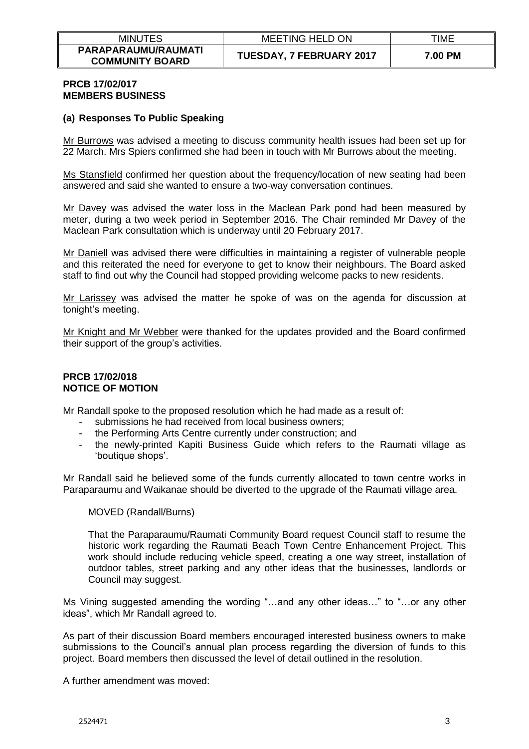**PRCB 17/02/017**
**MEMBERS BUSINESS**

**(a) Responses To Public Speaking**

Mr Burrows was advised a meeting to discuss community health issues had been set up for 22 March. Mrs Spiers confirmed she had been in touch with Mr Burrows about the meeting.

Ms Stansfield confirmed her question about the frequency/location of new seating had been answered and said she wanted to ensure a two-way conversation continues.

Mr Davey was advised the water loss in the Maclean Park pond had been measured by meter, during a two week period in September 2016. The Chair reminded Mr Davey of the Maclean Park consultation which is underway until 20 February 2017.

Mr Daniell was advised there were difficulties in maintaining a register of vulnerable people and this reiterated the need for everyone to get to know their neighbours. The Board asked staff to find out why the Council had stopped providing welcome packs to new residents.

Mr Larissey was advised the matter he spoke of was on the agenda for discussion at tonight's meeting.

Mr Knight and Mr Webber were thanked for the updates provided and the Board confirmed their support of the group's activities.

**PRCB 17/02/018**
**NOTICE OF MOTION**

Mr Randall spoke to the proposed resolution which he had made as a result of:

- submissions he had received from local business owners;
- the Performing Arts Centre currently under construction; and
- the newly-printed Kapiti Business Guide which refers to the Raumati village as 'boutique shops'.

Mr Randall said he believed some of the funds currently allocated to town centre works in Paraparaumu and Waikanae should be diverted to the upgrade of the Raumati village area.

MOVED (Randall/Burns)

That the Paraparaumu/Raumati Community Board request Council staff to resume the historic work regarding the Raumati Beach Town Centre Enhancement Project. This work should include reducing vehicle speed, creating a one way street, installation of outdoor tables, street parking and any other ideas that the businesses, landlords or Council may suggest.

Ms Vining suggested amending the wording "…and any other ideas…" to "…or any other ideas", which Mr Randall agreed to.

As part of their discussion Board members encouraged interested business owners to make submissions to the Council's annual plan process regarding the diversion of funds to this project. Board members then discussed the level of detail outlined in the resolution.

A further amendment was moved: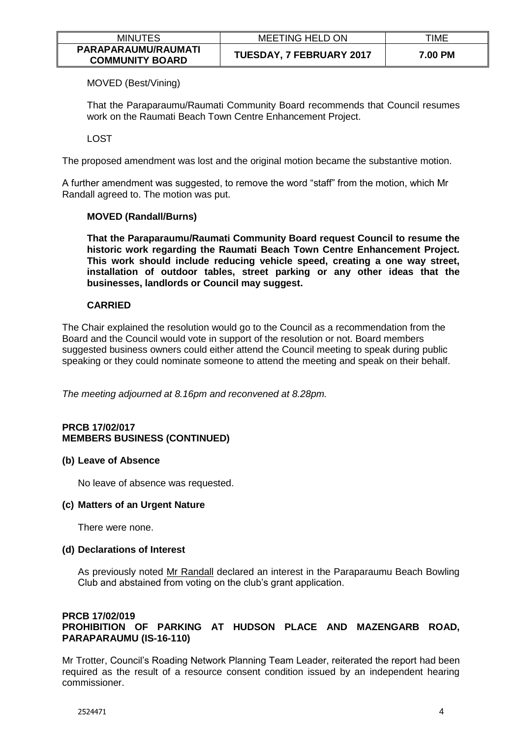MOVED (Best/Vining)

That the Paraparaumu/Raumati Community Board recommends that Council resumes work on the Raumati Beach Town Centre Enhancement Project.

LOST

The proposed amendment was lost and the original motion became the substantive motion.

A further amendment was suggested, to remove the word "staff" from the motion, which Mr Randall agreed to. The motion was put.

**MOVED (Randall/Burns)**

**That the Paraparaumu/Raumati Community Board request Council to resume the historic work regarding the Raumati Beach Town Centre Enhancement Project. This work should include reducing vehicle speed, creating a one way street, installation of outdoor tables, street parking or any other ideas that the businesses, landlords or Council may suggest.**

**CARRIED**

The Chair explained the resolution would go to the Council as a recommendation from the Board and the Council would vote in support of the resolution or not. Board members suggested business owners could either attend the Council meeting to speak during public speaking or they could nominate someone to attend the meeting and speak on their behalf.

*The meeting adjourned at 8.16pm and reconvened at 8.28pm.*

**PRCB 17/02/017**
**MEMBERS BUSINESS (CONTINUED)**

**(b) Leave of Absence**

No leave of absence was requested.

**(c) Matters of an Urgent Nature**

There were none.

**(d) Declarations of Interest**

As previously noted Mr Randall declared an interest in the Paraparaumu Beach Bowling Club and abstained from voting on the club's grant application.

**PRCB 17/02/019**
**PROHIBITION OF PARKING AT HUDSON PLACE AND MAZENGARB ROAD, PARAPARAUMU (IS-16-110)**

Mr Trotter, Council's Roading Network Planning Team Leader, reiterated the report had been required as the result of a resource consent condition issued by an independent hearing commissioner.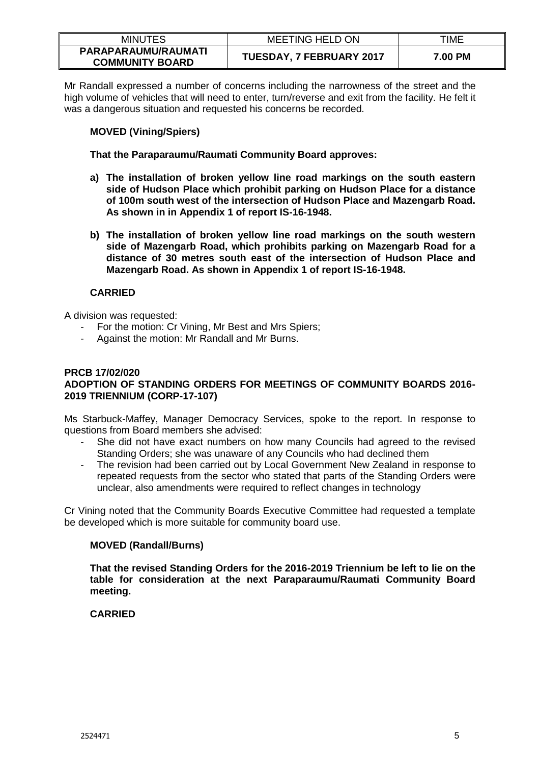Mr Randall expressed a number of concerns including the narrowness of the street and the high volume of vehicles that will need to enter, turn/reverse and exit from the facility. He felt it was a dangerous situation and requested his concerns be recorded.

**MOVED (Vining/Spiers)**

**That the Paraparaumu/Raumati Community Board approves:**

**a) The installation of broken yellow line road markings on the south eastern side of Hudson Place which prohibit parking on Hudson Place for a distance of 100m south west of the intersection of Hudson Place and Mazengarb Road. As shown in in Appendix 1 of report IS-16-1948.**

**b) The installation of broken yellow line road markings on the south western side of Mazengarb Road, which prohibits parking on Mazengarb Road for a distance of 30 metres south east of the intersection of Hudson Place and Mazengarb Road. As shown in Appendix 1 of report IS-16-1948.**

**CARRIED**

A division was requested:

- For the motion: Cr Vining, Mr Best and Mrs Spiers;
- Against the motion: Mr Randall and Mr Burns.

## PRCB 17/02/020
## ADOPTION OF STANDING ORDERS FOR MEETINGS OF COMMUNITY BOARDS 2016-2019 TRIENNIUM (CORP-17-107)

Ms Starbuck-Maffey, Manager Democracy Services, spoke to the report. In response to questions from Board members she advised:

- She did not have exact numbers on how many Councils had agreed to the revised Standing Orders; she was unaware of any Councils who had declined them
- The revision had been carried out by Local Government New Zealand in response to repeated requests from the sector who stated that parts of the Standing Orders were unclear, also amendments were required to reflect changes in technology

Cr Vining noted that the Community Boards Executive Committee had requested a template be developed which is more suitable for community board use.

**MOVED (Randall/Burns)**

**That the revised Standing Orders for the 2016-2019 Triennium be left to lie on the table for consideration at the next Paraparaumu/Raumati Community Board meeting.**

**CARRIED**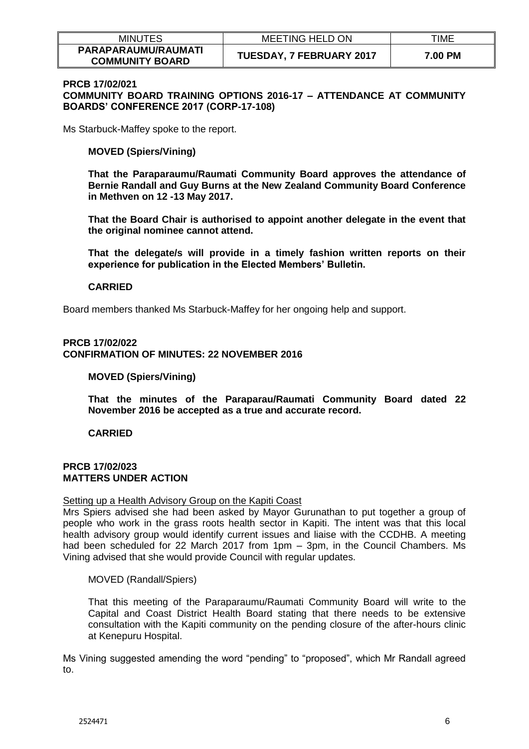**PRCB 17/02/021**
**COMMUNITY BOARD TRAINING OPTIONS 2016-17 – ATTENDANCE AT COMMUNITY BOARDS' CONFERENCE 2017 (CORP-17-108)**

Ms Starbuck-Maffey spoke to the report.

**MOVED (Spiers/Vining)**

**That the Paraparaumu/Raumati Community Board approves the attendance of Bernie Randall and Guy Burns at the New Zealand Community Board Conference in Methven on 12 -13 May 2017.**

**That the Board Chair is authorised to appoint another delegate in the event that the original nominee cannot attend.**

**That the delegate/s will provide in a timely fashion written reports on their experience for publication in the Elected Members' Bulletin.**

**CARRIED**

Board members thanked Ms Starbuck-Maffey for her ongoing help and support.

**PRCB 17/02/022**
**CONFIRMATION OF MINUTES: 22 NOVEMBER 2016**

**MOVED (Spiers/Vining)**

**That the minutes of the Paraparau/Raumati Community Board dated 22 November 2016 be accepted as a true and accurate record.**

**CARRIED**

**PRCB 17/02/023**
**MATTERS UNDER ACTION**

Setting up a Health Advisory Group on the Kapiti Coast

Mrs Spiers advised she had been asked by Mayor Gurunathan to put together a group of people who work in the grass roots health sector in Kapiti. The intent was that this local health advisory group would identify current issues and liaise with the CCDHB. A meeting had been scheduled for 22 March 2017 from 1pm – 3pm, in the Council Chambers. Ms Vining advised that she would provide Council with regular updates.

MOVED (Randall/Spiers)

That this meeting of the Paraparaumu/Raumati Community Board will write to the Capital and Coast District Health Board stating that there needs to be extensive consultation with the Kapiti community on the pending closure of the after-hours clinic at Kenepuru Hospital.

Ms Vining suggested amending the word "pending" to "proposed", which Mr Randall agreed to.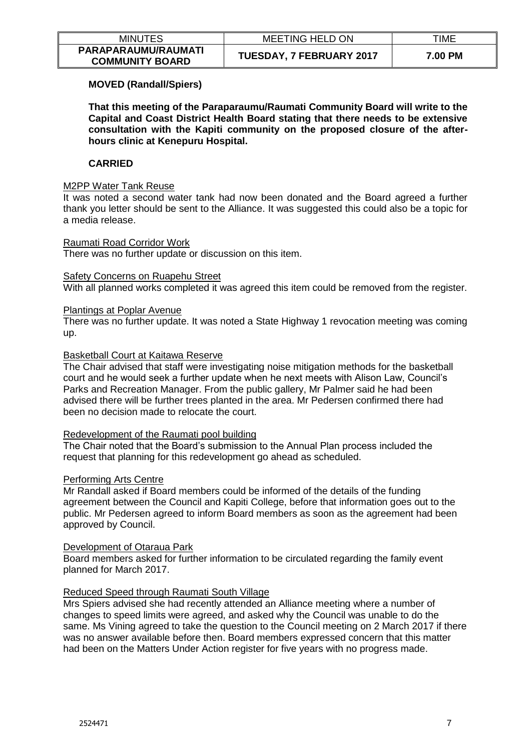**MOVED (Randall/Spiers)**

**That this meeting of the Paraparaumu/Raumati Community Board will write to the Capital and Coast District Health Board stating that there needs to be extensive consultation with the Kapiti community on the proposed closure of the after-hours clinic at Kenepuru Hospital.**

**CARRIED**

<u>M2PP Water Tank Reuse</u>

It was noted a second water tank had now been donated and the Board agreed a further thank you letter should be sent to the Alliance. It was suggested this could also be a topic for a media release.

<u>Raumati Road Corridor Work</u>

There was no further update or discussion on this item.

<u>Safety Concerns on Ruapehu Street</u>

With all planned works completed it was agreed this item could be removed from the register.

<u>Plantings at Poplar Avenue</u>

There was no further update. It was noted a State Highway 1 revocation meeting was coming up.

<u>Basketball Court at Kaitawa Reserve</u>

The Chair advised that staff were investigating noise mitigation methods for the basketball court and he would seek a further update when he next meets with Alison Law, Council's Parks and Recreation Manager. From the public gallery, Mr Palmer said he had been advised there will be further trees planted in the area. Mr Pedersen confirmed there had been no decision made to relocate the court.

<u>Redevelopment of the Raumati pool building</u>

The Chair noted that the Board's submission to the Annual Plan process included the request that planning for this redevelopment go ahead as scheduled.

<u>Performing Arts Centre</u>

Mr Randall asked if Board members could be informed of the details of the funding agreement between the Council and Kapiti College, before that information goes out to the public. Mr Pedersen agreed to inform Board members as soon as the agreement had been approved by Council.

<u>Development of Otaraua Park</u>

Board members asked for further information to be circulated regarding the family event planned for March 2017.

<u>Reduced Speed through Raumati South Village</u>

Mrs Spiers advised she had recently attended an Alliance meeting where a number of changes to speed limits were agreed, and asked why the Council was unable to do the same. Ms Vining agreed to take the question to the Council meeting on 2 March 2017 if there was no answer available before then. Board members expressed concern that this matter had been on the Matters Under Action register for five years with no progress made.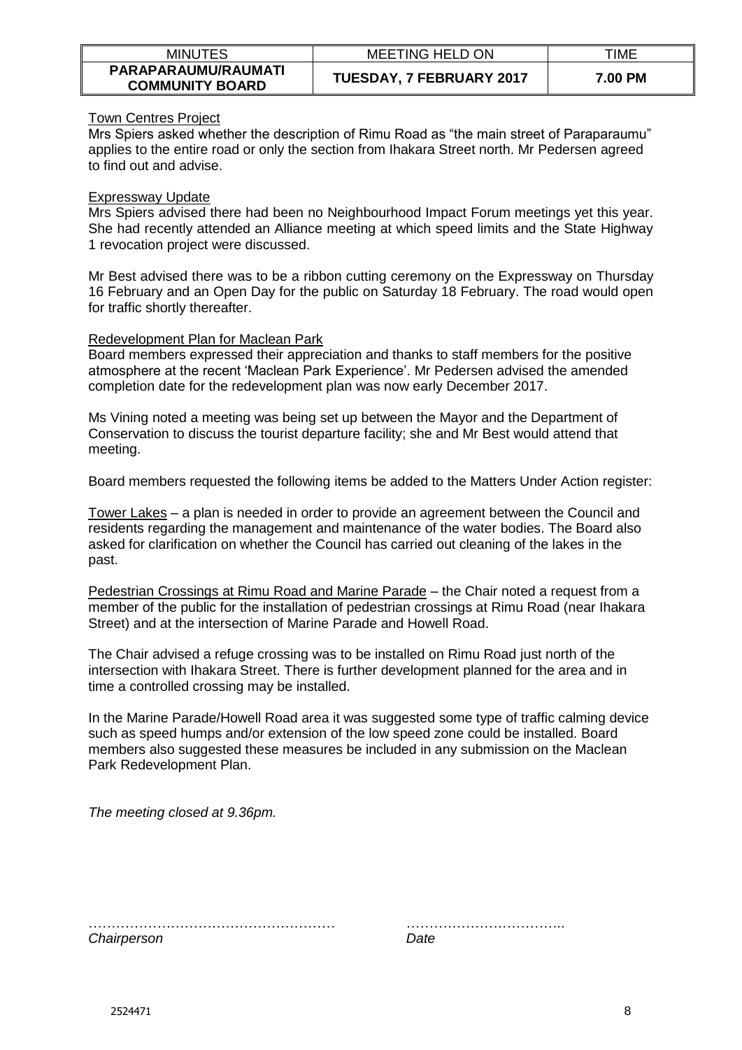Town Centres Project

Mrs Spiers asked whether the description of Rimu Road as "the main street of Paraparaumu" applies to the entire road or only the section from Ihakara Street north. Mr Pedersen agreed to find out and advise.

Expressway Update

Mrs Spiers advised there had been no Neighbourhood Impact Forum meetings yet this year. She had recently attended an Alliance meeting at which speed limits and the State Highway 1 revocation project were discussed.

Mr Best advised there was to be a ribbon cutting ceremony on the Expressway on Thursday 16 February and an Open Day for the public on Saturday 18 February. The road would open for traffic shortly thereafter.

Redevelopment Plan for Maclean Park

Board members expressed their appreciation and thanks to staff members for the positive atmosphere at the recent 'Maclean Park Experience'. Mr Pedersen advised the amended completion date for the redevelopment plan was now early December 2017.

Ms Vining noted a meeting was being set up between the Mayor and the Department of Conservation to discuss the tourist departure facility; she and Mr Best would attend that meeting.

Board members requested the following items be added to the Matters Under Action register:

Tower Lakes – a plan is needed in order to provide an agreement between the Council and residents regarding the management and maintenance of the water bodies. The Board also asked for clarification on whether the Council has carried out cleaning of the lakes in the past.

Pedestrian Crossings at Rimu Road and Marine Parade – the Chair noted a request from a member of the public for the installation of pedestrian crossings at Rimu Road (near Ihakara Street) and at the intersection of Marine Parade and Howell Road.

The Chair advised a refuge crossing was to be installed on Rimu Road just north of the intersection with Ihakara Street. There is further development planned for the area and in time a controlled crossing may be installed.

In the Marine Parade/Howell Road area it was suggested some type of traffic calming device such as speed humps and/or extension of the low speed zone could be installed. Board members also suggested these measures be included in any submission on the Maclean Park Redevelopment Plan.

*The meeting closed at 9.36pm.*

……………………………………………… ……………………………..

*Chairperson* *Date*